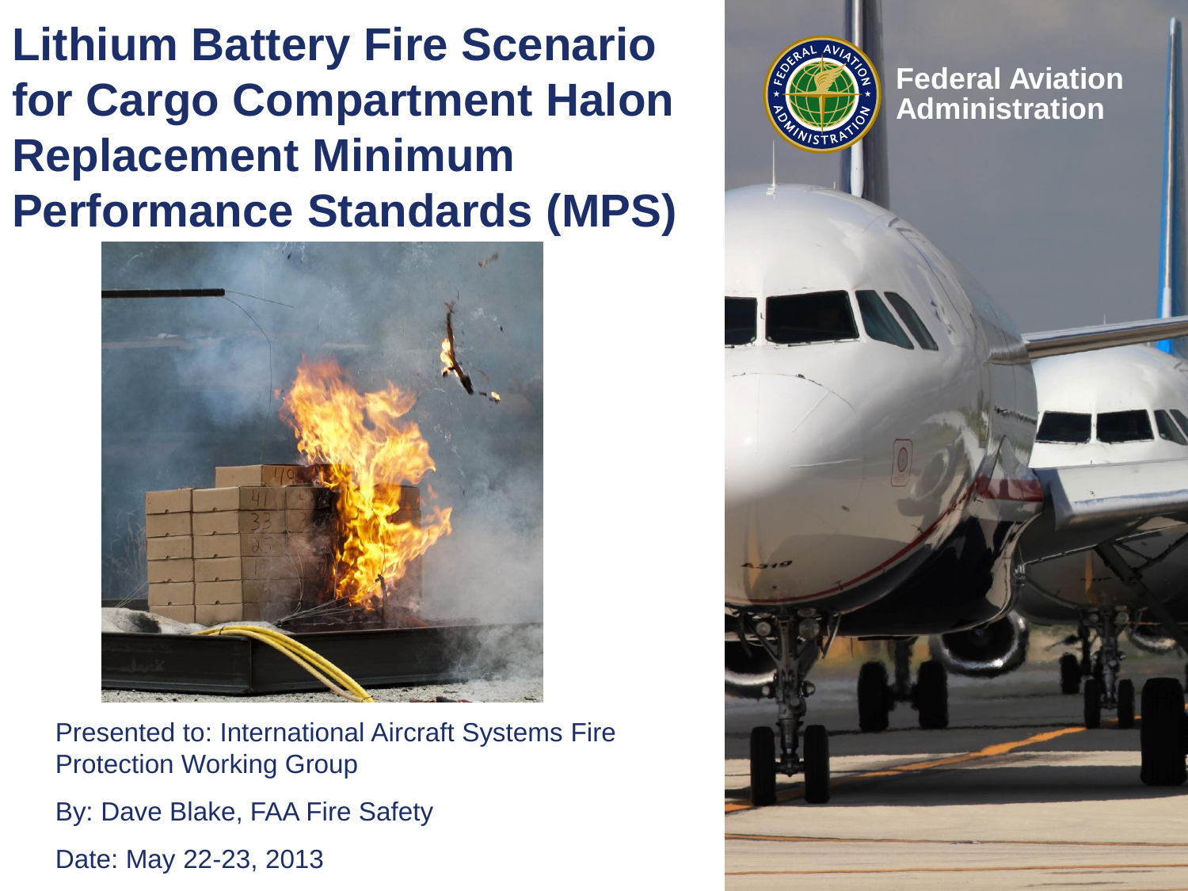# Lithium Battery Fire Scenario for Cargo Compartment Halon Replacement Minimum Performance Standards (MPS)

Federal Aviation Administration

Presented to: International Aircraft Systems Fire Protection Working Group

By: Dave Blake, FAA Fire Safety

Date: May 22-23, 2013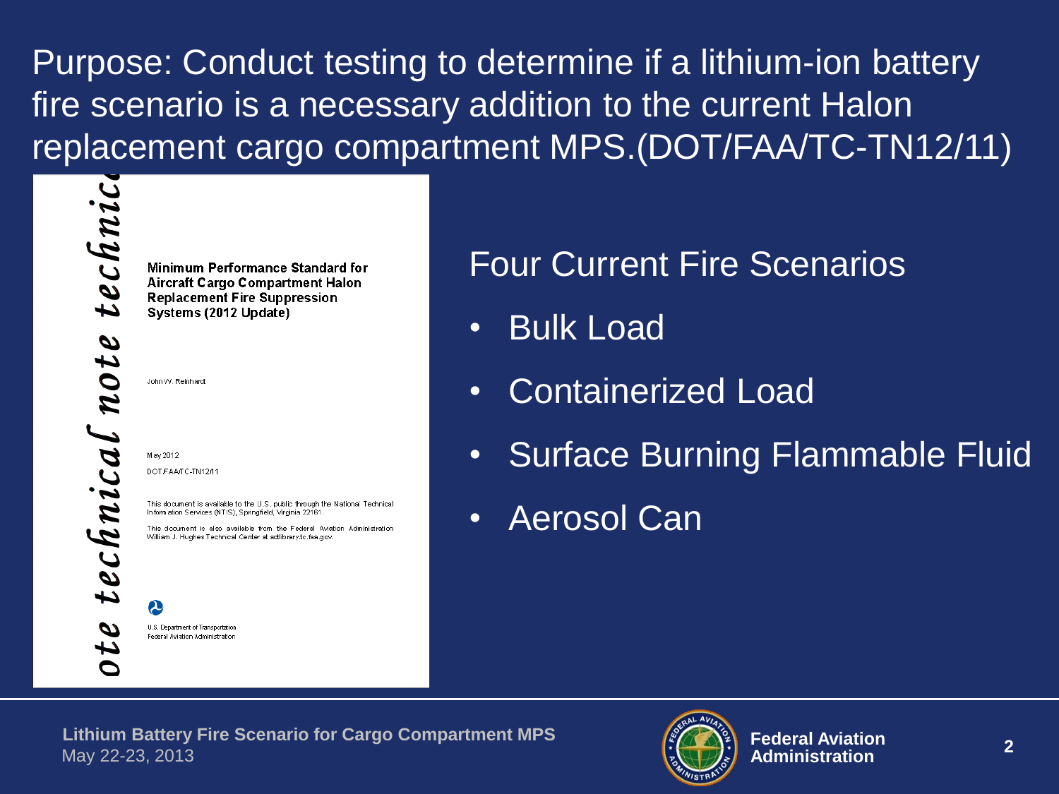Purpose: Conduct testing to determine if a lithium-ion battery fire scenario is a necessary addition to the current Halon replacement cargo compartment MPS.(DOT/FAA/TC-TN12/11)

*technical note technical note technic*

**Minimum Performance Standard for Aircraft Cargo Compartment Halon Replacement Fire Suppression Systems (2012 Update)**

John W. Reinhardt

May 2012

DOT/FAA/TC-TN12/11

This document is available to the U.S. public through the National Technical Information Services (NTIS), Springfield, Virginia 22161.

This document is also available from the Federal Aviation Administration William J. Hughes Technical Center at actlibrary.tc.faa.gov.

U.S. Department of Transportation
Federal Aviation Administration

## Four Current Fire Scenarios

- Bulk Load
- Containerized Load
- Surface Burning Flammable Fluid
- Aerosol Can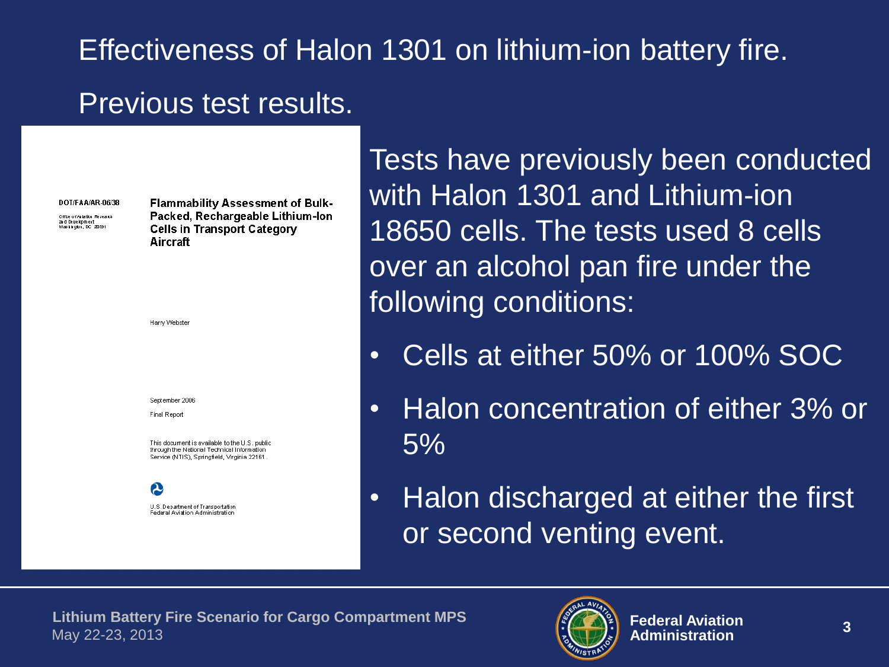# Effectiveness of Halon 1301 on lithium-ion battery fire.

## Previous test results.

DOT/FAA/AR-06/38

Office of Aviation Research and Development
Washington, DC 20591

**Flammability Assessment of Bulk-Packed, Rechargeable Lithium-Ion Cells in Transport Category Aircraft**

Harry Webster

September 2006

Final Report

This document is available to the U.S. public through the National Technical Information Service (NTIS), Springfield, Virginia 22161.

U.S. Department of Transportation
Federal Aviation Administration

Tests have previously been conducted with Halon 1301 and Lithium-ion 18650 cells. The tests used 8 cells over an alcohol pan fire under the following conditions:

- Cells at either 50% or 100% SOC
- Halon concentration of either 3% or 5%
- Halon discharged at either the first or second venting event.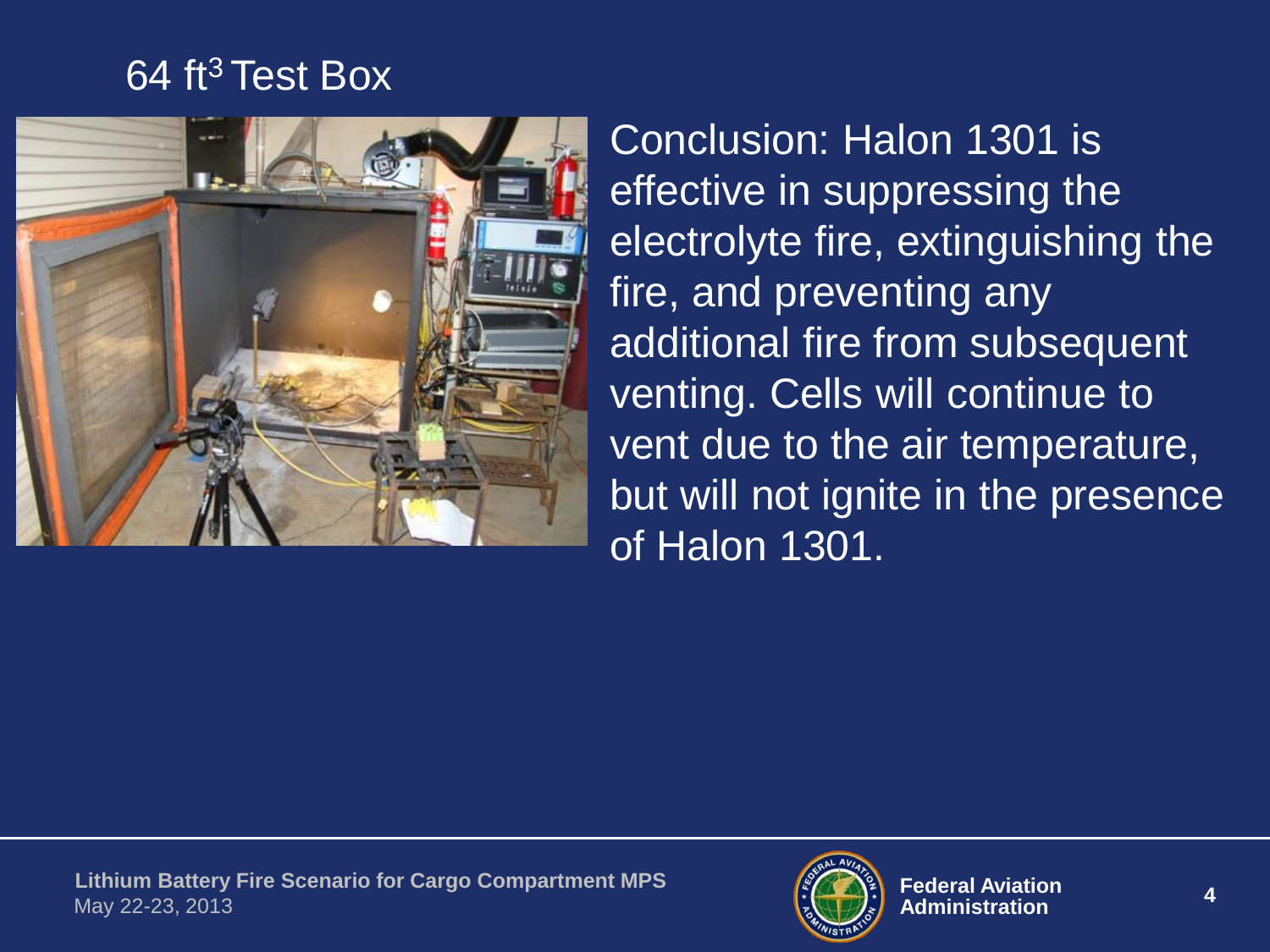# 64 $ft^3$ Test Box

Conclusion: Halon 1301 is effective in suppressing the electrolyte fire, extinguishing the fire, and preventing any additional fire from subsequent venting. Cells will continue to vent due to the air temperature, but will not ignite in the presence of Halon 1301.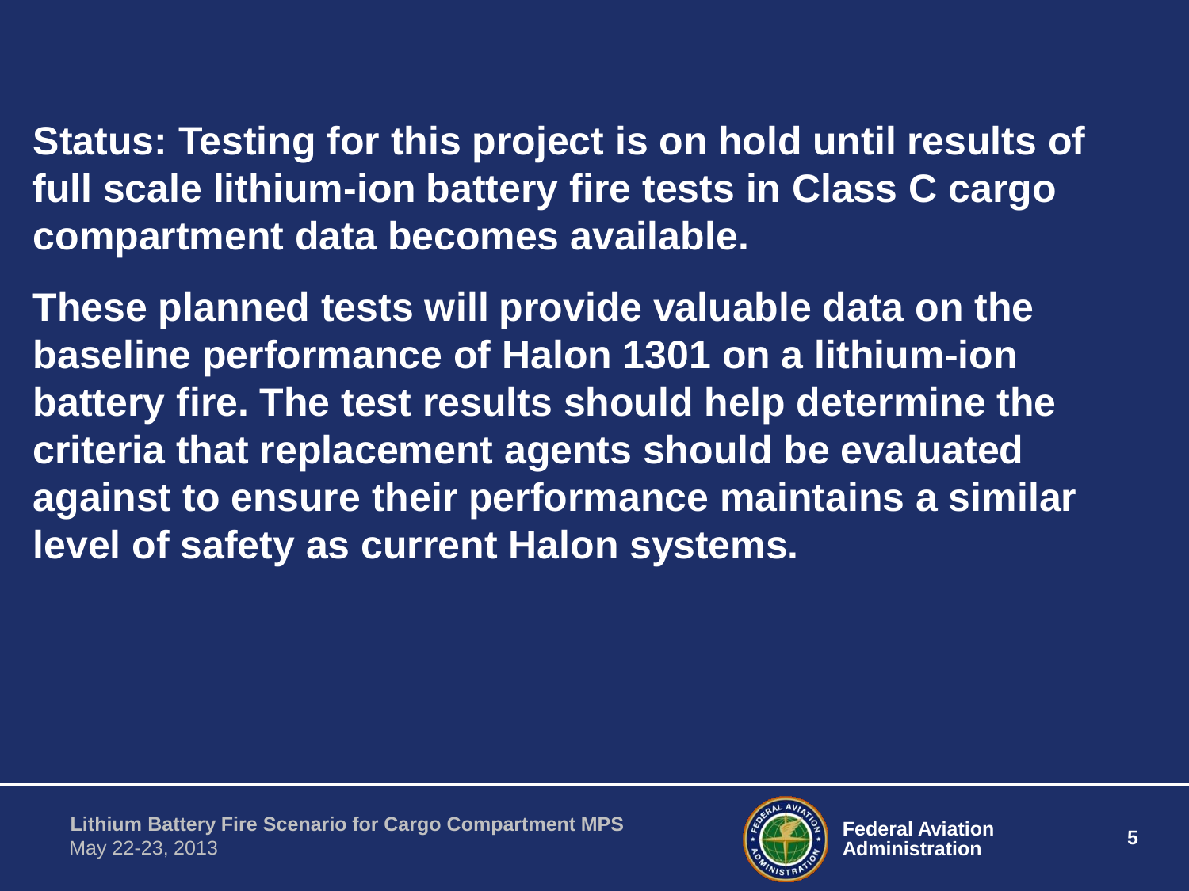**Status: Testing for this project is on hold until results of full scale lithium-ion battery fire tests in Class C cargo compartment data becomes available.**

**These planned tests will provide valuable data on the baseline performance of Halon 1301 on a lithium-ion battery fire. The test results should help determine the criteria that replacement agents should be evaluated against to ensure their performance maintains a similar level of safety as current Halon systems.**